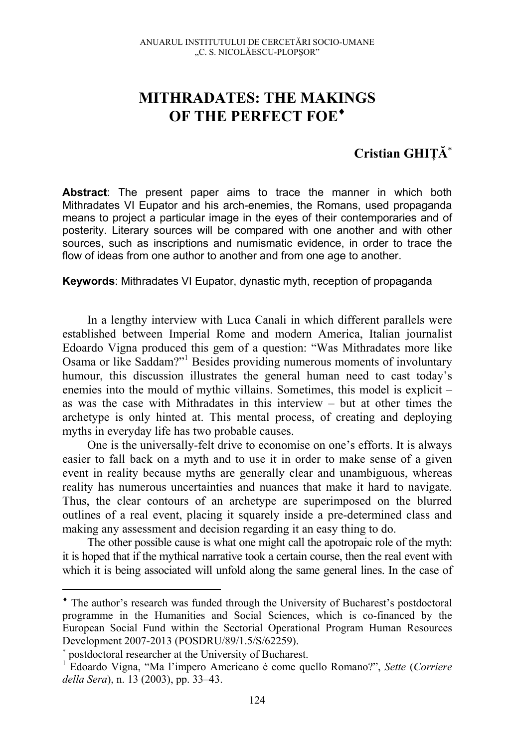# MITHRADATES: THE MAKINGS OF THE PERFECT FOE[♦]

**Cristian GHIȚĂ**[*]

**Abstract**: The present paper aims to trace the manner in which both Mithradates VI Eupator and his arch-enemies, the Romans, used propaganda means to project a particular image in the eyes of their contemporaries and of posterity. Literary sources will be compared with one another and with other sources, such as inscriptions and numismatic evidence, in order to trace the flow of ideas from one author to another and from one age to another.

**Keywords**: Mithradates VI Eupator, dynastic myth, reception of propaganda

In a lengthy interview with Luca Canali in which different parallels were established between Imperial Rome and modern America, Italian journalist Edoardo Vigna produced this gem of a question: "Was Mithradates more like Osama or like Saddam?"[1] Besides providing numerous moments of involuntary humour, this discussion illustrates the general human need to cast today's enemies into the mould of mythic villains. Sometimes, this model is explicit – as was the case with Mithradates in this interview – but at other times the archetype is only hinted at. This mental process, of creating and deploying myths in everyday life has two probable causes.

One is the universally-felt drive to economise on one's efforts. It is always easier to fall back on a myth and to use it in order to make sense of a given event in reality because myths are generally clear and unambiguous, whereas reality has numerous uncertainties and nuances that make it hard to navigate. Thus, the clear contours of an archetype are superimposed on the blurred outlines of a real event, placing it squarely inside a pre-determined class and making any assessment and decision regarding it an easy thing to do.

The other possible cause is what one might call the apotropaic role of the myth: it is hoped that if the mythical narrative took a certain course, then the real event with which it is being associated will unfold along the same general lines. In the case of

---

[♦] The author's research was funded through the University of Bucharest's postdoctoral programme in the Humanities and Social Sciences, which is co-financed by the European Social Fund within the Sectorial Operational Program Human Resources Development 2007-2013 (POSDRU/89/1.5/S/62259).

[*] postdoctoral researcher at the University of Bucharest.

[1] Edoardo Vigna, "Ma l'impero Americano è come quello Romano?", *Sette* (*Corriere della Sera*), n. 13 (2003), pp. 33–43.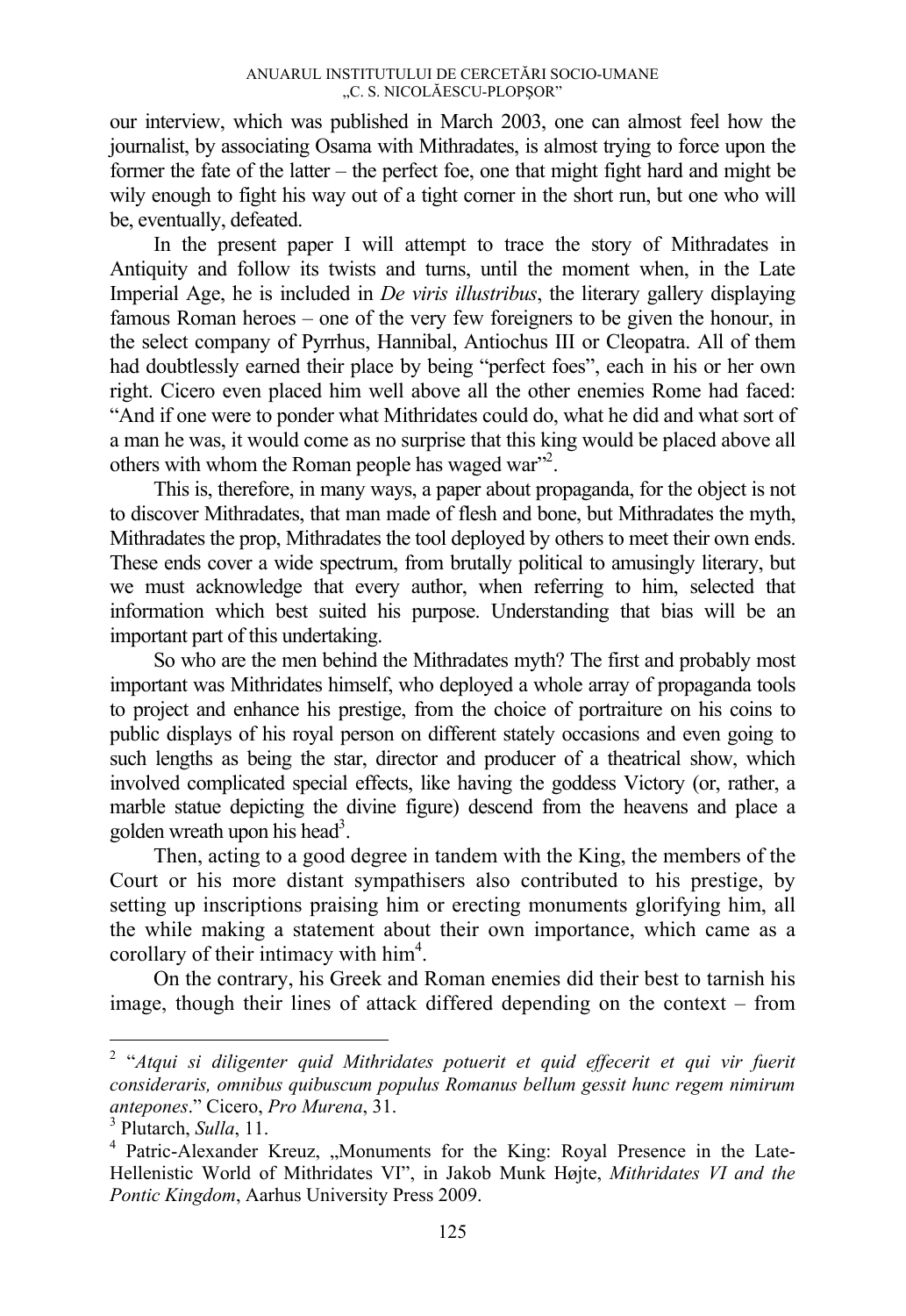our interview, which was published in March 2003, one can almost feel how the journalist, by associating Osama with Mithradates, is almost trying to force upon the former the fate of the latter – the perfect foe, one that might fight hard and might be wily enough to fight his way out of a tight corner in the short run, but one who will be, eventually, defeated.

In the present paper I will attempt to trace the story of Mithradates in Antiquity and follow its twists and turns, until the moment when, in the Late Imperial Age, he is included in *De viris illustribus*, the literary gallery displaying famous Roman heroes – one of the very few foreigners to be given the honour, in the select company of Pyrrhus, Hannibal, Antiochus III or Cleopatra. All of them had doubtlessly earned their place by being "perfect foes", each in his or her own right. Cicero even placed him well above all the other enemies Rome had faced: "And if one were to ponder what Mithridates could do, what he did and what sort of a man he was, it would come as no surprise that this king would be placed above all others with whom the Roman people has waged war"[2].

This is, therefore, in many ways, a paper about propaganda, for the object is not to discover Mithradates, that man made of flesh and bone, but Mithradates the myth, Mithradates the prop, Mithradates the tool deployed by others to meet their own ends. These ends cover a wide spectrum, from brutally political to amusingly literary, but we must acknowledge that every author, when referring to him, selected that information which best suited his purpose. Understanding that bias will be an important part of this undertaking.

So who are the men behind the Mithradates myth? The first and probably most important was Mithradates himself, who deployed a whole array of propaganda tools to project and enhance his prestige, from the choice of portraiture on his coins to public displays of his royal person on different stately occasions and even going to such lengths as being the star, director and producer of a theatrical show, which involved complicated special effects, like having the goddess Victory (or, rather, a marble statue depicting the divine figure) descend from the heavens and place a golden wreath upon his head[3].

Then, acting to a good degree in tandem with the King, the members of the Court or his more distant sympathisers also contributed to his prestige, by setting up inscriptions praising him or erecting monuments glorifying him, all the while making a statement about their own importance, which came as a corollary of their intimacy with him[4].

On the contrary, his Greek and Roman enemies did their best to tarnish his image, though their lines of attack differed depending on the context – from

---

[2] "*Atqui si diligenter quid Mithridates potuerit et quid effecerit et qui vir fuerit consideraris, omnibus quibuscum populus Romanus bellum gessit hunc regem nimirum antepones*." Cicero, *Pro Murena*, 31.

[3] Plutarch, *Sulla*, 11.

[4] Patric-Alexander Kreuz, „Monuments for the King: Royal Presence in the Late-Hellenistic World of Mithridates VI", in Jakob Munk Højte, *Mithridates VI and the Pontic Kingdom*, Aarhus University Press 2009.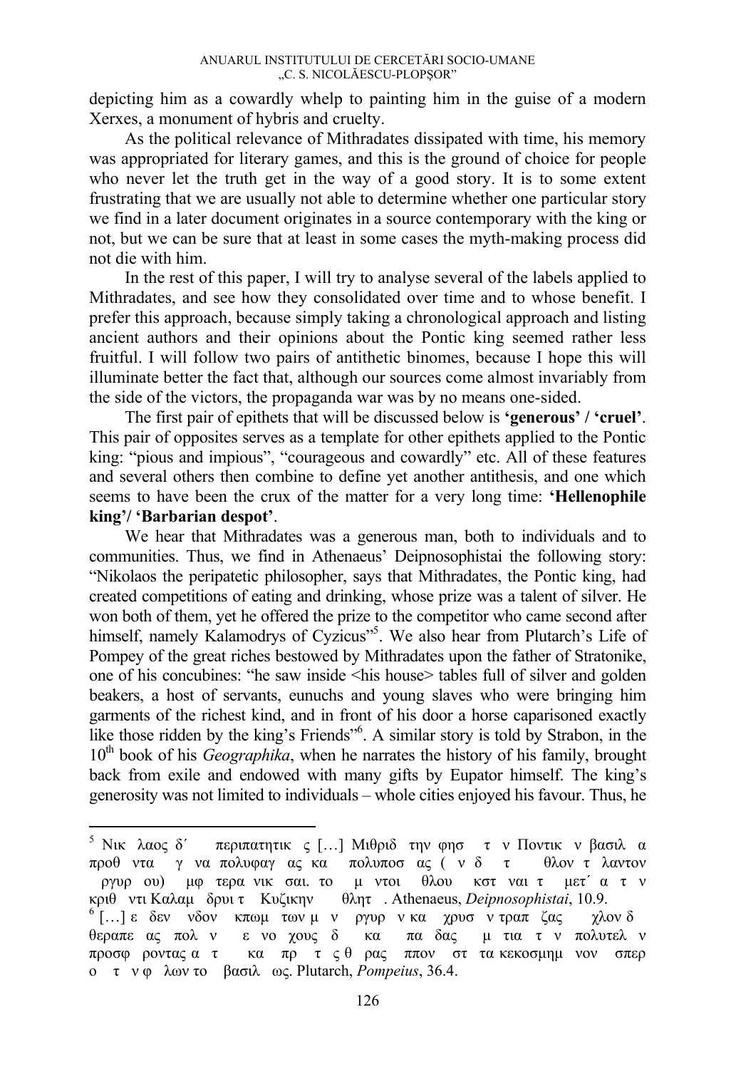depicting him as a cowardly whelp to painting him in the guise of a modern Xerxes, a monument of hybris and cruelty.

As the political relevance of Mithradates dissipated with time, his memory was appropriated for literary games, and this is the ground of choice for people who never let the truth get in the way of a good story. It is to some extent frustrating that we are usually not able to determine whether one particular story we find in a later document originates in a source contemporary with the king or not, but we can be sure that at least in some cases the myth-making process did not die with him.

In the rest of this paper, I will try to analyse several of the labels applied to Mithradates, and see how they consolidated over time and to whose benefit. I prefer this approach, because simply taking a chronological approach and listing ancient authors and their opinions about the Pontic king seemed rather less fruitful. I will follow two pairs of antithetic binomes, because I hope this will illuminate better the fact that, although our sources come almost invariably from the side of the victors, the propaganda war was by no means one-sided.

The first pair of epithets that will be discussed below is **'generous' / 'cruel'**. This pair of opposites serves as a template for other epithets applied to the Pontic king: "pious and impious", "courageous and cowardly" etc. All of these features and several others then combine to define yet another antithesis, and one which seems to have been the crux of the matter for a very long time: **'Hellenophile king'/ 'Barbarian despot'**.

We hear that Mithradates was a generous man, both to individuals and to communities. Thus, we find in Athenaeus' Deipnosophistai the following story: "Nikolaos the peripatetic philosopher, says that Mithradates, the Pontic king, had created competitions of eating and drinking, whose prize was a talent of silver. He won both of them, yet he offered the prize to the competitor who came second after himself, namely Kalamodrys of Cyzicus"[5]. We also hear from Plutarch's Life of Pompey of the great riches bestowed by Mithradates upon the father of Stratonike, one of his concubines: "he saw inside <his house> tables full of silver and golden beakers, a host of servants, eunuchs and young slaves who were bringing him garments of the richest kind, and in front of his door a horse caparisoned exactly like those ridden by the king's Friends"[6]. A similar story is told by Strabon, in the 10th book of his *Geographika*, when he narrates the history of his family, brought back from exile and endowed with many gifts by Eupator himself. The king's generosity was not limited to individuals – whole cities enjoyed his favour. Thus, he

---

[5] Νικ λαος δ΄ περιπατητικ ς […] Μιθριδ την φησ τ ν Ποντικ ν βασιλ α προθ ντα γ να πολυφαγ ας κα πολυποσ ας ( ν δ τ θλον τ λαντον ργυρ ου) μφ τερα νικ σαι. το μ ντοι θλου κστ ναι τ μετ΄ α τ ν κριθ ντι Καλαμ δρυι τ Κυζικην θλητ . Athenaeus, *Deipnosophistai*, 10.9.

[6] […] ε δεν νδον κπωμ των μ ν ργυρ ν κα χρυσ ν τραπ ζας χλον δ θεραπε ας πολ ν ε νο χους δ κα πα δας μ τια τ ν πολυτελ ν προσφ ροντας α τ κα πρ τ ς θ ρας ππον στ τα κεκοσμημ νον σπερ ο τ ν φ λων το βασιλ ως. Plutarch, *Pompeius*, 36.4.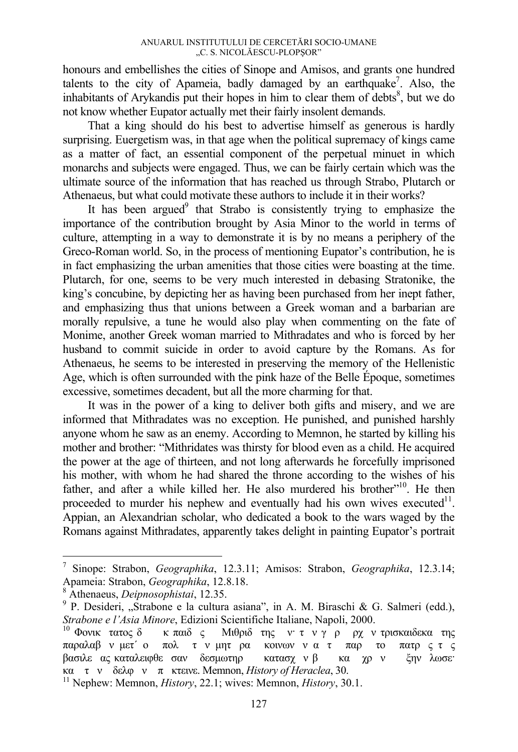honours and embellishes the cities of Sinope and Amisos, and grants one hundred talents to the city of Apameia, badly damaged by an earthquake[7]. Also, the inhabitants of Arykandis put their hopes in him to clear them of debts[8], but we do not know whether Eupator actually met their fairly insolent demands.

That a king should do his best to advertise himself as generous is hardly surprising. Euergetism was, in that age when the political supremacy of kings came as a matter of fact, an essential component of the perpetual minuet in which monarchs and subjects were engaged. Thus, we can be fairly certain which was the ultimate source of the information that has reached us through Strabo, Plutarch or Athenaeus, but what could motivate these authors to include it in their works?

It has been argued[9] that Strabo is consistently trying to emphasize the importance of the contribution brought by Asia Minor to the world in terms of culture, attempting in a way to demonstrate it is by no means a periphery of the Greco-Roman world. So, in the process of mentioning Eupator's contribution, he is in fact emphasizing the urban amenities that those cities were boasting at the time. Plutarch, for one, seems to be very much interested in debasing Stratonike, the king's concubine, by depicting her as having been purchased from her inept father, and emphasizing thus that unions between a Greek woman and a barbarian are morally repulsive, a tune he would also play when commenting on the fate of Monime, another Greek woman married to Mithradates and who is forced by her husband to commit suicide in order to avoid capture by the Romans. As for Athenaeus, he seems to be interested in preserving the memory of the Hellenistic Age, which is often surrounded with the pink haze of the Belle Époque, sometimes excessive, sometimes decadent, but all the more charming for that.

It was in the power of a king to deliver both gifts and misery, and we are informed that Mithradates was no exception. He punished, and punished harshly anyone whom he saw as an enemy. According to Memnon, he started by killing his mother and brother: "Mithridates was thirsty for blood even as a child. He acquired the power at the age of thirteen, and not long afterwards he forcefully imprisoned his mother, with whom he had shared the throne according to the wishes of his father, and after a while killed her. He also murdered his brother"[10]. He then proceeded to murder his nephew and eventually had his own wives executed[11]. Appian, an Alexandrian scholar, who dedicated a book to the wars waged by the Romans against Mithradates, apparently takes delight in painting Eupator's portrait

---

[7] Sinope: Strabon, *Geographika*, 12.3.11; Amisos: Strabon, *Geographika*, 12.3.14; Apameia: Strabon, *Geographika*, 12.8.18.

[8] Athenaeus, *Deipnosophistai*, 12.35.

[9] P. Desideri, „Strabone e la cultura asiana", in A. M. Biraschi & G. Salmeri (edd.), *Strabone e l'Asia Minore*, Edizioni Scientifiche Italiane, Napoli, 2000.

[10] Φονικ τατος δ κ παιδ ς Μιθριδ της ν· τ ν γ ρ ρχ ν τρισκαιδεκα της παραλαβ ν μετ΄ ο πολ τ ν μητ ρα κοινων ν α τ παρ το πατρ ς τ ς βασιλε ας καταλειφθε σαν δεσμωτηρ κατασχ ν β κα χρ ν ξην λωσε· κα τ ν δελφ ν π κτεινε. Memnon, *History of Heraclea*, 30.

[11] Nephew: Memnon, *History*, 22.1; wives: Memnon, *History*, 30.1.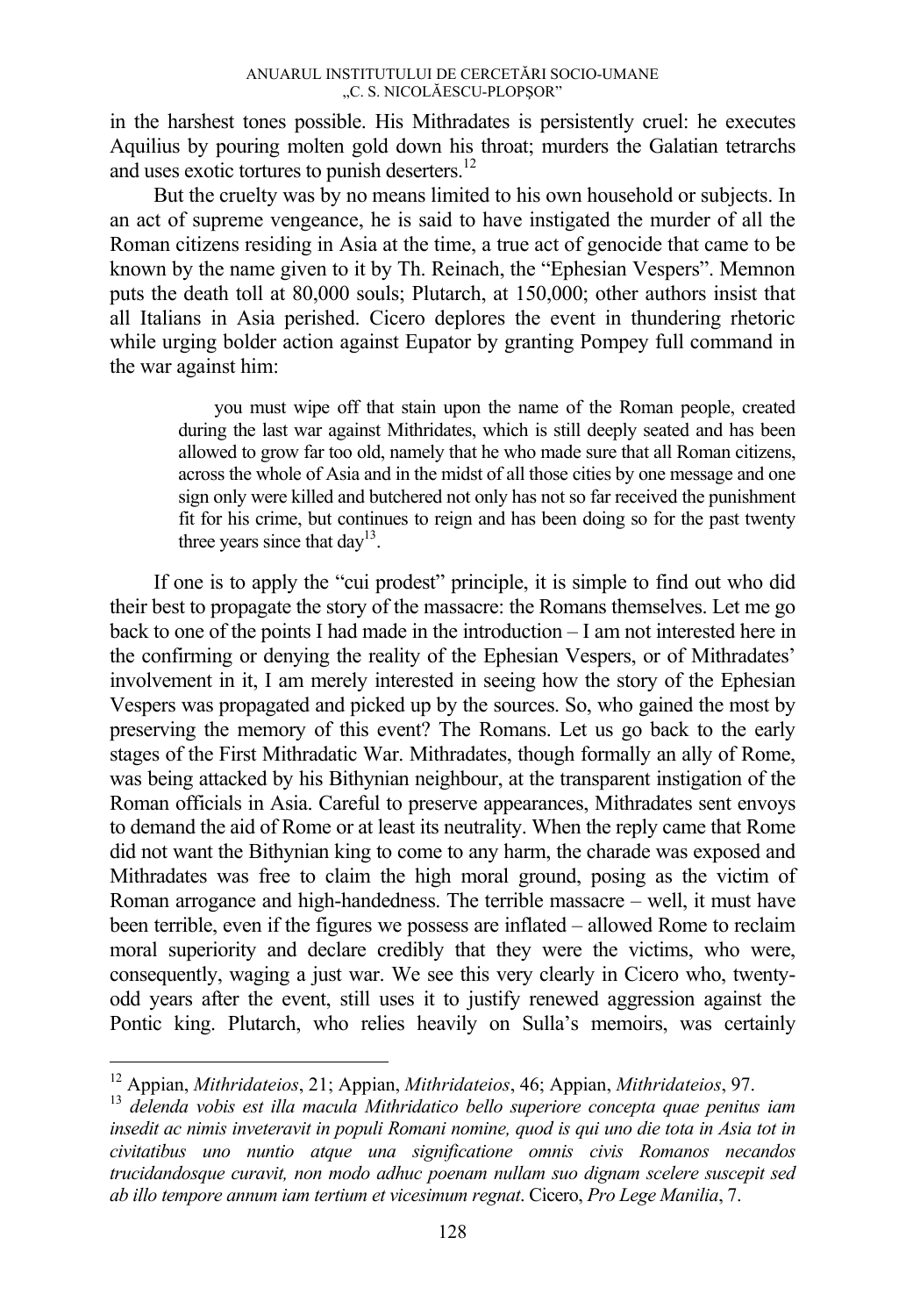in the harshest tones possible. His Mithradates is persistently cruel: he executes Aquilius by pouring molten gold down his throat; murders the Galatian tetrarchs and uses exotic tortures to punish deserters.[12]

But the cruelty was by no means limited to his own household or subjects. In an act of supreme vengeance, he is said to have instigated the murder of all the Roman citizens residing in Asia at the time, a true act of genocide that came to be known by the name given to it by Th. Reinach, the "Ephesian Vespers". Memnon puts the death toll at 80,000 souls; Plutarch, at 150,000; other authors insist that all Italians in Asia perished. Cicero deplores the event in thundering rhetoric while urging bolder action against Eupator by granting Pompey full command in the war against him:

> you must wipe off that stain upon the name of the Roman people, created during the last war against Mithridates, which is still deeply seated and has been allowed to grow far too old, namely that he who made sure that all Roman citizens, across the whole of Asia and in the midst of all those cities by one message and one sign only were killed and butchered not only has not so far received the punishment fit for his crime, but continues to reign and has been doing so for the past twenty three years since that day[13].

If one is to apply the "cui prodest" principle, it is simple to find out who did their best to propagate the story of the massacre: the Romans themselves. Let me go back to one of the points I had made in the introduction – I am not interested here in the confirming or denying the reality of the Ephesian Vespers, or of Mithradates' involvement in it, I am merely interested in seeing how the story of the Ephesian Vespers was propagated and picked up by the sources. So, who gained the most by preserving the memory of this event? The Romans. Let us go back to the early stages of the First Mithradatic War. Mithradates, though formally an ally of Rome, was being attacked by his Bithynian neighbour, at the transparent instigation of the Roman officials in Asia. Careful to preserve appearances, Mithradates sent envoys to demand the aid of Rome or at least its neutrality. When the reply came that Rome did not want the Bithynian king to come to any harm, the charade was exposed and Mithradates was free to claim the high moral ground, posing as the victim of Roman arrogance and high-handedness. The terrible massacre – well, it must have been terrible, even if the figures we possess are inflated – allowed Rome to reclaim moral superiority and declare credibly that they were the victims, who were, consequently, waging a just war. We see this very clearly in Cicero who, twenty-odd years after the event, still uses it to justify renewed aggression against the Pontic king. Plutarch, who relies heavily on Sulla's memoirs, was certainly

---

[12] Appian, *Mithridateios*, 21; Appian, *Mithridateios*, 46; Appian, *Mithridateios*, 97.

[13] *delenda vobis est illa macula Mithridatico bello superiore concepta quae penitus iam insedit ac nimis inveteravit in populi Romani nomine, quod is qui uno die tota in Asia tot in civitatibus uno nuntio atque una significatione omnis civis Romanos necandos trucidandosque curavit, non modo adhuc poenam nullam suo dignam scelere suscepit sed ab illo tempore annum iam tertium et vicesimum regnat*. Cicero, *Pro Lege Manilia*, 7.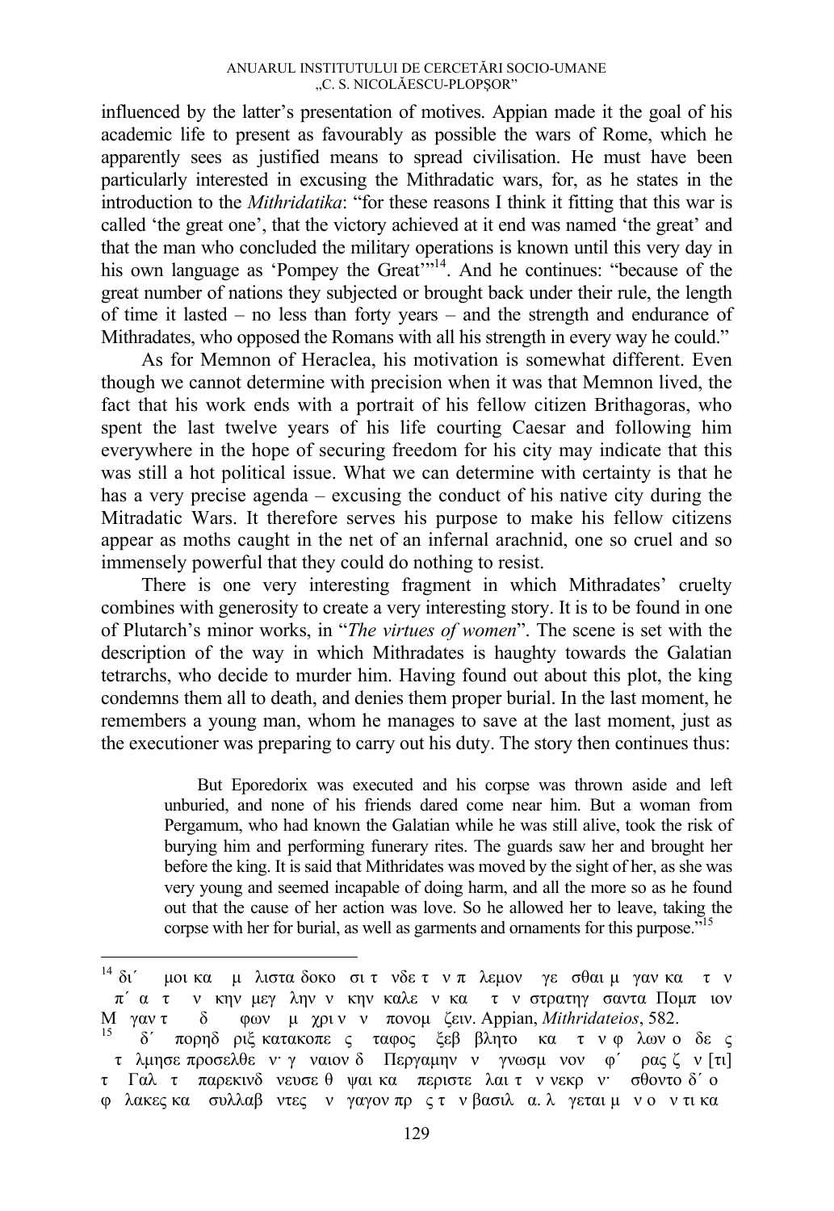influenced by the latter's presentation of motives. Appian made it the goal of his academic life to present as favourably as possible the wars of Rome, which he apparently sees as justified means to spread civilisation. He must have been particularly interested in excusing the Mithradatic wars, for, as he states in the introduction to the *Mithridatika*: "for these reasons I think it fitting that this war is called 'the great one', that the victory achieved at it end was named 'the great' and that the man who concluded the military operations is known until this very day in his own language as 'Pompey the Great'"[14]. And he continues: "because of the great number of nations they subjected or brought back under their rule, the length of time it lasted – no less than forty years – and the strength and endurance of Mithradates, who opposed the Romans with all his strength in every way he could."

As for Memnon of Heraclea, his motivation is somewhat different. Even though we cannot determine with precision when it was that Memnon lived, the fact that his work ends with a portrait of his fellow citizen Brithagoras, who spent the last twelve years of his life courting Caesar and following him everywhere in the hope of securing freedom for his city may indicate that this was still a hot political issue. What we can determine with certainty is that he has a very precise agenda – excusing the conduct of his native city during the Mitradatic Wars. It therefore serves his purpose to make his fellow citizens appear as moths caught in the net of an infernal arachnid, one so cruel and so immensely powerful that they could do nothing to resist.

There is one very interesting fragment in which Mithradates' cruelty combines with generosity to create a very interesting story. It is to be found in one of Plutarch's minor works, in "*The virtues of women*". The scene is set with the description of the way in which Mithradates is haughty towards the Galatian tetrarchs, who decide to murder him. Having found out about this plot, the king condemns them all to death, and denies them proper burial. In the last moment, he remembers a young man, whom he manages to save at the last moment, just as the executioner was preparing to carry out his duty. The story then continues thus:

> But Eporedorix was executed and his corpse was thrown aside and left unburied, and none of his friends dared come near him. But a woman from Pergamum, who had known the Galatian while he was still alive, took the risk of burying him and performing funerary rites. The guards saw her and brought her before the king. It is said that Mithridates was moved by the sight of her, as she was very young and seemed incapable of doing harm, and all the more so as he found out that the cause of her action was love. So he allowed her to leave, taking the corpse with her for burial, as well as garments and ornaments for this purpose."[15]

---

[14] δι΄ μοι κα μ λιστα δοκο σι τ νδε τ ν π λεμον γε σθαι μ γαν κα τ ν π΄ α τ ν κην μεγ λην ν κην καλε ν κα τ ν στρατηγ σαντα Πομπ ιον Μ γαν τ δ φων μ χρι ν ν πονομ ζειν. Appian, *Mithridateios*, 582.

[15] δ΄ πορηδ ριξ κατακοπε ς ταφος ξεβ βλητο κα τ ν φ λων ο δε ς τ λμησε προσελθε ν· γ ναιον δ Περγαμηνν γνωσμ νον φ΄ ρας ζ ν [τι] τ Γαλ τ παρεκινδ νευσε θ ψαι κα περιστε λαι τ ν νεκρ ν· σθοντο δ΄ ο φ λακες κα συλλαβ ντες ν γαγον πρ ς τ ν βασιλ α. λ γεται μ ν ο ν τι κα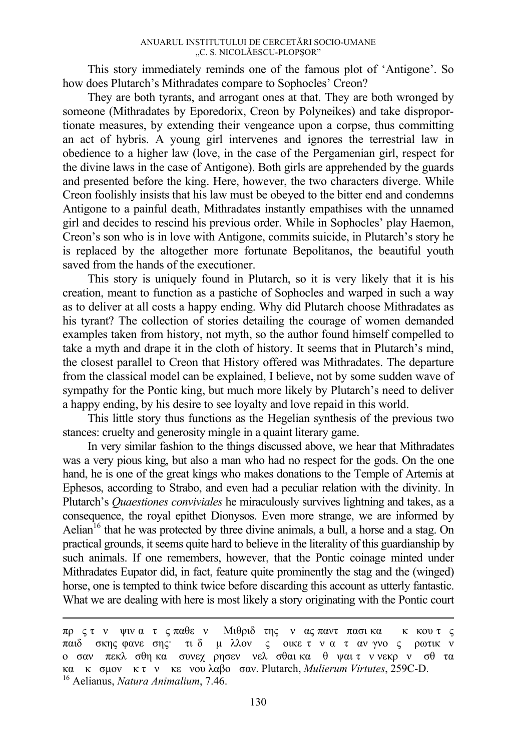This story immediately reminds one of the famous plot of 'Antigone'. So how does Plutarch's Mithradates compare to Sophocles' Creon?

They are both tyrants, and arrogant ones at that. They are both wronged by someone (Mithradates by Eporedorix, Creon by Polyneikes) and take disproportionate measures, by extending their vengeance upon a corpse, thus committing an act of hybris. A young girl intervenes and ignores the terrestrial law in obedience to a higher law (love, in the case of the Pergamenian girl, respect for the divine laws in the case of Antigone). Both girls are apprehended by the guards and presented before the king. Here, however, the two characters diverge. While Creon foolishly insists that his law must be obeyed to the bitter end and condemns Antigone to a painful death, Mithradates instantly empathises with the unnamed girl and decides to rescind his previous order. While in Sophocles' play Haemon, Creon's son who is in love with Antigone, commits suicide, in Plutarch's story he is replaced by the altogether more fortunate Bepolitanos, the beautiful youth saved from the hands of the executioner.

This story is uniquely found in Plutarch, so it is very likely that it is his creation, meant to function as a pastiche of Sophocles and warped in such a way as to deliver at all costs a happy ending. Why did Plutarch choose Mithradates as his tyrant? The collection of stories detailing the courage of women demanded examples taken from history, not myth, so the author found himself compelled to take a myth and drape it in the cloth of history. It seems that in Plutarch's mind, the closest parallel to Creon that History offered was Mithradates. The departure from the classical model can be explained, I believe, not by some sudden wave of sympathy for the Pontic king, but much more likely by Plutarch's need to deliver a happy ending, by his desire to see loyalty and love repaid in this world.

This little story thus functions as the Hegelian synthesis of the previous two stances: cruelty and generosity mingle in a quaint literary game.

In very similar fashion to the things discussed above, we hear that Mithradates was a very pious king, but also a man who had no respect for the gods. On the one hand, he is one of the great kings who makes donations to the Temple of Artemis at Ephesos, according to Strabo, and even had a peculiar relation with the divinity. In Plutarch's *Quaestiones conviviales* he miraculously survives lightning and takes, as a consequence, the royal epithet Dionysos. Even more strange, we are informed by Aelian[16] that he was protected by three divine animals, a bull, a horse and a stag. On practical grounds, it seems quite hard to believe in the literality of this guardianship by such animals. If one remembers, however, that the Pontic coinage minted under Mithradates Eupator did, in fact, feature quite prominently the stag and the (winged) horse, one is tempted to think twice before discarding this account as utterly fantastic. What we are dealing with here is most likely a story originating with the Pontic court

---

πρ ς τ ν ψιν α τ ς παθε ν Μιθριδ της ν ας παντ πασι κα κ κου τ ς παιδ σκης φανε σης· τι δ μ λλον ς οικε τ ν α τ αν γνο ς ρωτικ ν ο σαν πεκλ σθη κα συνεχ ρησεν νελ σθαι κα θ ψαι τ ν νεκρ ν σθ τα κα κ σμον κ τ ν κε νου λαβο σαν. Plutarch, *Mulierum Virtutes*, 259C-D.

[16] Aelianus, *Natura Animalium*, 7.46.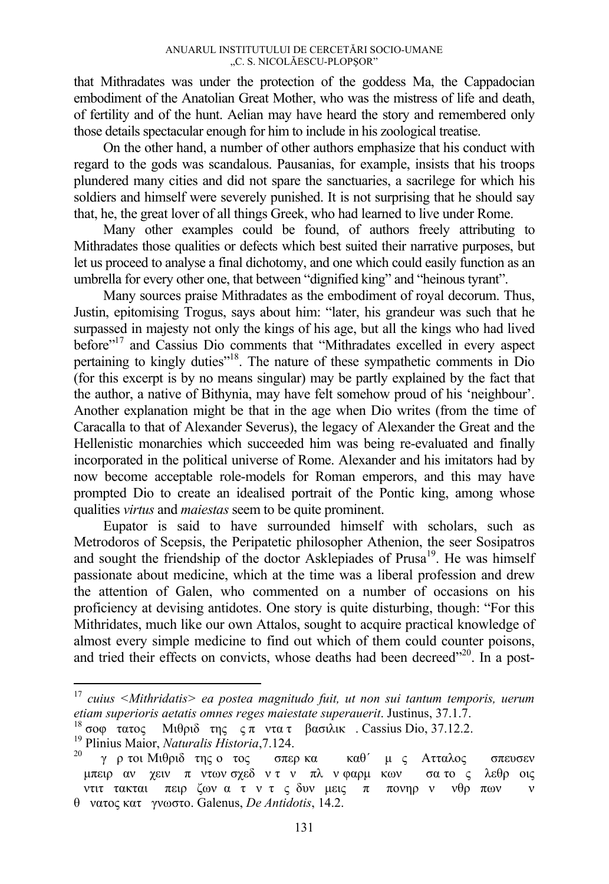that Mithradates was under the protection of the goddess Ma, the Cappadocian embodiment of the Anatolian Great Mother, who was the mistress of life and death, of fertility and of the hunt. Aelian may have heard the story and remembered only those details spectacular enough for him to include in his zoological treatise.

On the other hand, a number of other authors emphasize that his conduct with regard to the gods was scandalous. Pausanias, for example, insists that his troops plundered many cities and did not spare the sanctuaries, a sacrilege for which his soldiers and himself were severely punished. It is not surprising that he should say that, he, the great lover of all things Greek, who had learned to live under Rome.

Many other examples could be found, of authors freely attributing to Mithradates those qualities or defects which best suited their narrative purposes, but let us proceed to analyse a final dichotomy, and one which could easily function as an umbrella for every other one, that between "dignified king" and "heinous tyrant".

Many sources praise Mithradates as the embodiment of royal decorum. Thus, Justin, epitomising Trogus, says about him: "later, his grandeur was such that he surpassed in majesty not only the kings of his age, but all the kings who had lived before"[17] and Cassius Dio comments that "Mithradates excelled in every aspect pertaining to kingly duties"[18]. The nature of these sympathetic comments in Dio (for this excerpt is by no means singular) may be partly explained by the fact that the author, a native of Bithynia, may have felt somehow proud of his 'neighbour'. Another explanation might be that in the age when Dio writes (from the time of Caracalla to that of Alexander Severus), the legacy of Alexander the Great and the Hellenistic monarchies which succeeded him was being re-evaluated and finally incorporated in the political universe of Rome. Alexander and his imitators had by now become acceptable role-models for Roman emperors, and this may have prompted Dio to create an idealised portrait of the Pontic king, among whose qualities *virtus* and *maiestas* seem to be quite prominent.

Eupator is said to have surrounded himself with scholars, such as Metrodoros of Scepsis, the Peripatetic philosopher Athenion, the seer Sosipatros and sought the friendship of the doctor Asklepiades of Prusa[19]. He was himself passionate about medicine, which at the time was a liberal profession and drew the attention of Galen, who commented on a number of occasions on his proficiency at devising antidotes. One story is quite disturbing, though: "For this Mithridates, much like our own Attalos, sought to acquire practical knowledge of almost every simple medicine to find out which of them could counter poisons, and tried their effects on convicts, whose deaths had been decreed"[20]. In a post-

---

[17] *cuius <Mithridatis> ea postea magnitudo fuit, ut non sui tantum temporis, uerum etiam superioris aetatis omnes reges maiestate superauerit*. Justinus, 37.1.7.

[18] σοφ τατος Μιθριδ της ς π ντα τ βασιλικ . Cassius Dio, 37.12.2.

[19] Plinius Maior, *Naturalis Historia*,7.124.

[20] γ ρ τοι Μιθριδ της ο τος σπερ κα καθ΄ μ ς Ατταλος σπευσεν μπειρ αν χειν π ντων σχεδ ν τ ν πλ ν φαρμ κων σα το ς λεθρ οις ντιτ τακται πειρ ζων α τ ν τ ς δυν μεις π πονηρ ν νθρ πων ν θ νατος κατ γνωστο. Galenus, *De Antidotis*, 14.2.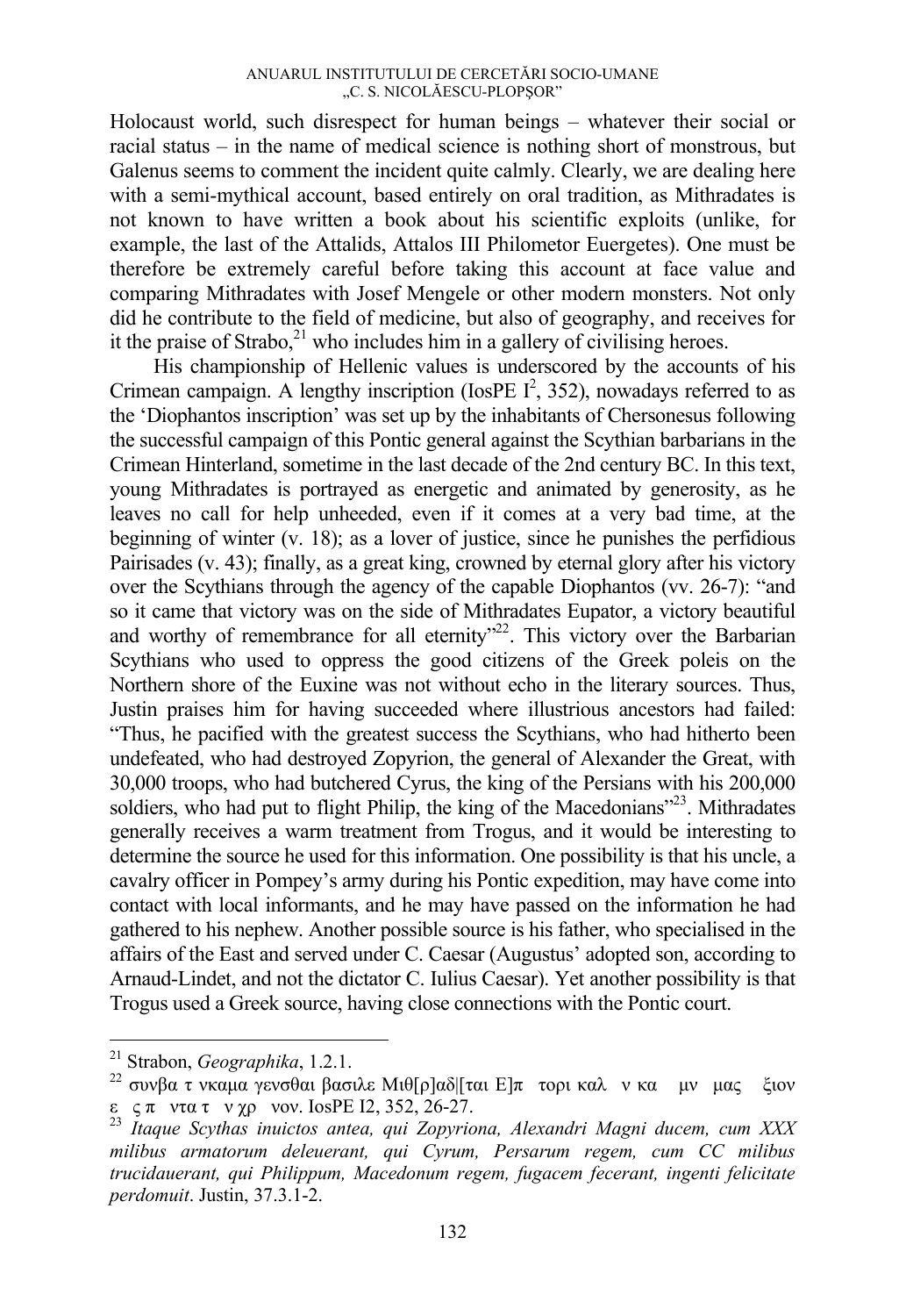Holocaust world, such disrespect for human beings – whatever their social or racial status – in the name of medical science is nothing short of monstrous, but Galenus seems to comment the incident quite calmly. Clearly, we are dealing here with a semi-mythical account, based entirely on oral tradition, as Mithradates is not known to have written a book about his scientific exploits (unlike, for example, the last of the Attalids, Attalos III Philometor Euergetes). One must be therefore be extremely careful before taking this account at face value and comparing Mithradates with Josef Mengele or other modern monsters. Not only did he contribute to the field of medicine, but also of geography, and receives for it the praise of Strabo,[21] who includes him in a gallery of civilising heroes.

His championship of Hellenic values is underscored by the accounts of his Crimean campaign. A lengthy inscription (IosPE I$^2$, 352), nowadays referred to as the 'Diophantos inscription' was set up by the inhabitants of Chersonesus following the successful campaign of this Pontic general against the Scythian barbarians in the Crimean Hinterland, sometime in the last decade of the 2nd century BC. In this text, young Mithradates is portrayed as energetic and animated by generosity, as he leaves no call for help unheeded, even if it comes at a very bad time, at the beginning of winter (v. 18); as a lover of justice, since he punishes the perfidious Pairisades (v. 43); finally, as a great king, crowned by eternal glory after his victory over the Scythians through the agency of the capable Diophantos (vv. 26-7): "and so it came that victory was on the side of Mithradates Eupator, a victory beautiful and worthy of remembrance for all eternity"[22]. This victory over the Barbarian Scythians who used to oppress the good citizens of the Greek poleis on the Northern shore of the Euxine was not without echo in the literary sources. Thus, Justin praises him for having succeeded where illustrious ancestors had failed: "Thus, he pacified with the greatest success the Scythians, who had hitherto been undefeated, who had destroyed Zopyrion, the general of Alexander the Great, with 30,000 troops, who had butchered Cyrus, the king of the Persians with his 200,000 soldiers, who had put to flight Philip, the king of the Macedonians"[23]. Mithradates generally receives a warm treatment from Trogus, and it would be interesting to determine the source he used for this information. One possibility is that his uncle, a cavalry officer in Pompey's army during his Pontic expedition, may have come into contact with local informants, and he may have passed on the information he had gathered to his nephew. Another possible source is his father, who specialised in the affairs of the East and served under C. Caesar (Augustus' adopted son, according to Arnaud-Lindet, and not the dictator C. Iulius Caesar). Yet another possibility is that Trogus used a Greek source, having close connections with the Pontic court.

---

[21] Strabon, *Geographika*, 1.2.1.

[22] συνβα τ νκαμα γενσθαι βασιλε Μιθ[ρ]αδ|[ται Ε]π τορι καλ ν κα μν μας ξιον ε ς π ντα τ ν χρ νον. IosPE I2, 352, 26-27.

[23] *Itaque Scythas inuictos antea, qui Zopyriona, Alexandri Magni ducem, cum XXX milibus armatorum deleuerant, qui Cyrum, Persarum regem, cum CC milibus trucidauerant, qui Philippum, Macedonum regem, fugacem fecerant, ingenti felicitate perdomuit*. Justin, 37.3.1-2.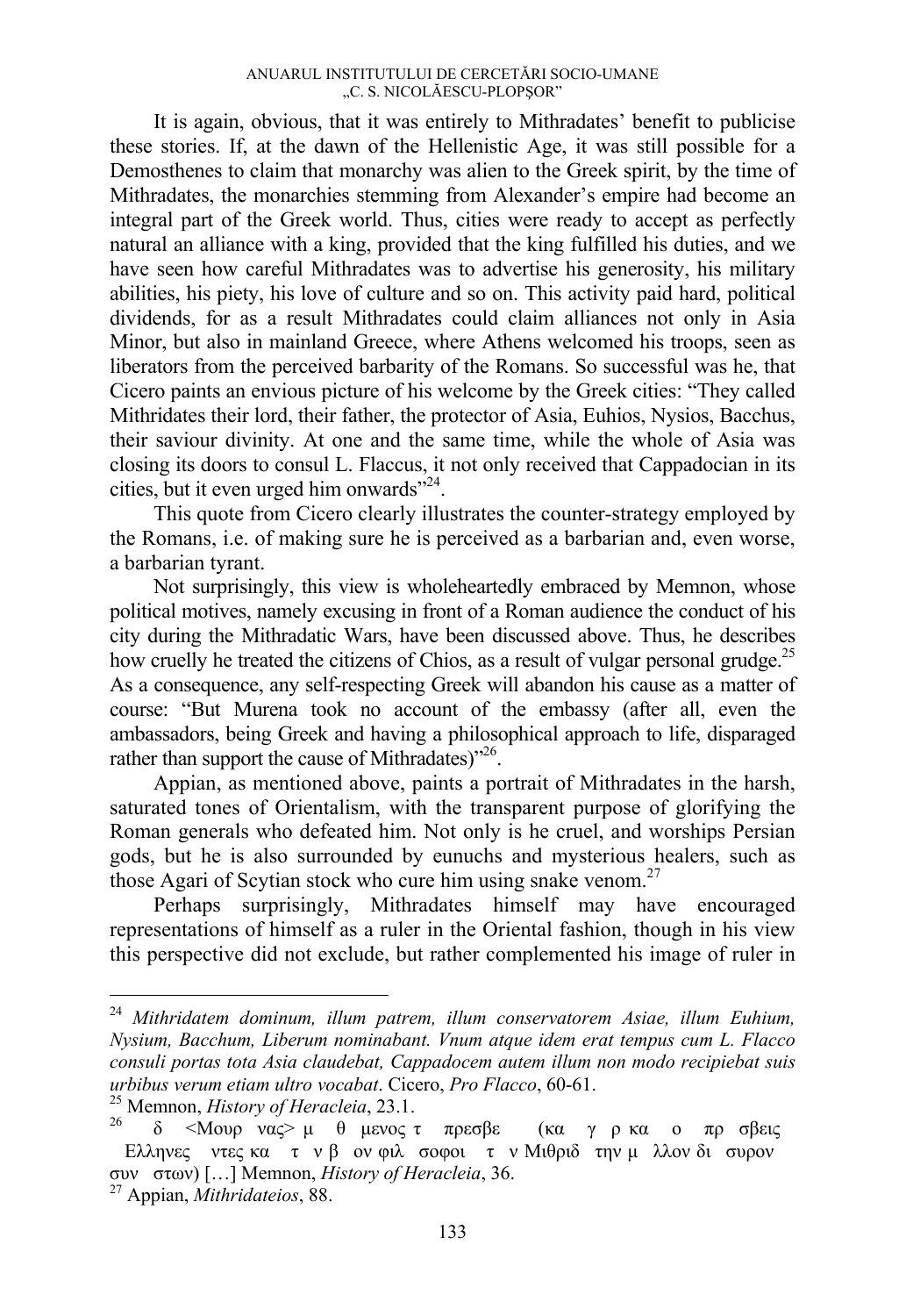It is again, obvious, that it was entirely to Mithradates' benefit to publicise these stories. If, at the dawn of the Hellenistic Age, it was still possible for a Demosthenes to claim that monarchy was alien to the Greek spirit, by the time of Mithradates, the monarchies stemming from Alexander's empire had become an integral part of the Greek world. Thus, cities were ready to accept as perfectly natural an alliance with a king, provided that the king fulfilled his duties, and we have seen how careful Mithradates was to advertise his generosity, his military abilities, his piety, his love of culture and so on. This activity paid hard, political dividends, for as a result Mithradates could claim alliances not only in Asia Minor, but also in mainland Greece, where Athens welcomed his troops, seen as liberators from the perceived barbarity of the Romans. So successful was he, that Cicero paints an envious picture of his welcome by the Greek cities: "They called Mithridates their lord, their father, the protector of Asia, Euhios, Nysios, Bacchus, their saviour divinity. At one and the same time, while the whole of Asia was closing its doors to consul L. Flaccus, it not only received that Cappadocian in its cities, but it even urged him onwards"[24].

This quote from Cicero clearly illustrates the counter-strategy employed by the Romans, i.e. of making sure he is perceived as a barbarian and, even worse, a barbarian tyrant.

Not surprisingly, this view is wholeheartedly embraced by Memnon, whose political motives, namely excusing in front of a Roman audience the conduct of his city during the Mithradatic Wars, have been discussed above. Thus, he describes how cruelly he treated the citizens of Chios, as a result of vulgar personal grudge.[25] As a consequence, any self-respecting Greek will abandon his cause as a matter of course: "But Murena took no account of the embassy (after all, even the ambassadors, being Greek and having a philosophical approach to life, disparaged rather than support the cause of Mithradates)"[26].

Appian, as mentioned above, paints a portrait of Mithradates in the harsh, saturated tones of Orientalism, with the transparent purpose of glorifying the Roman generals who defeated him. Not only is he cruel, and worships Persian gods, but he is also surrounded by eunuchs and mysterious healers, such as those Agari of Scytian stock who cure him using snake venom.[27]

Perhaps surprisingly, Mithradates himself may have encouraged representations of himself as a ruler in the Oriental fashion, though in his view this perspective did not exclude, but rather complemented his image of ruler in

---

[24] *Mithridatem dominum, illum patrem, illum conservatorem Asiae, illum Euhium, Nysium, Bacchum, Liberum nominabant. Vnum atque idem erat tempus cum L. Flacco consuli portas tota Asia claudebat, Cappadocem autem illum non modo recipiebat suis urbibus verum etiam ultro vocabat*. Cicero, *Pro Flacco*, 60-61.

[25] Memnon, *History of Heracleia*, 23.1.

[26] δ <Μουρ νας> μ θ μενος τ πρεσβε (κα γ ρ κα ο πρ σβεις Ελληνες ντες κα τ ν β ον φιλ σοφοι τ ν Μιθριδ την μ λλον δι συρον συν στων) […] Memnon, *History of Heracleia*, 36.

[27] Appian, *Mithridateios*, 88.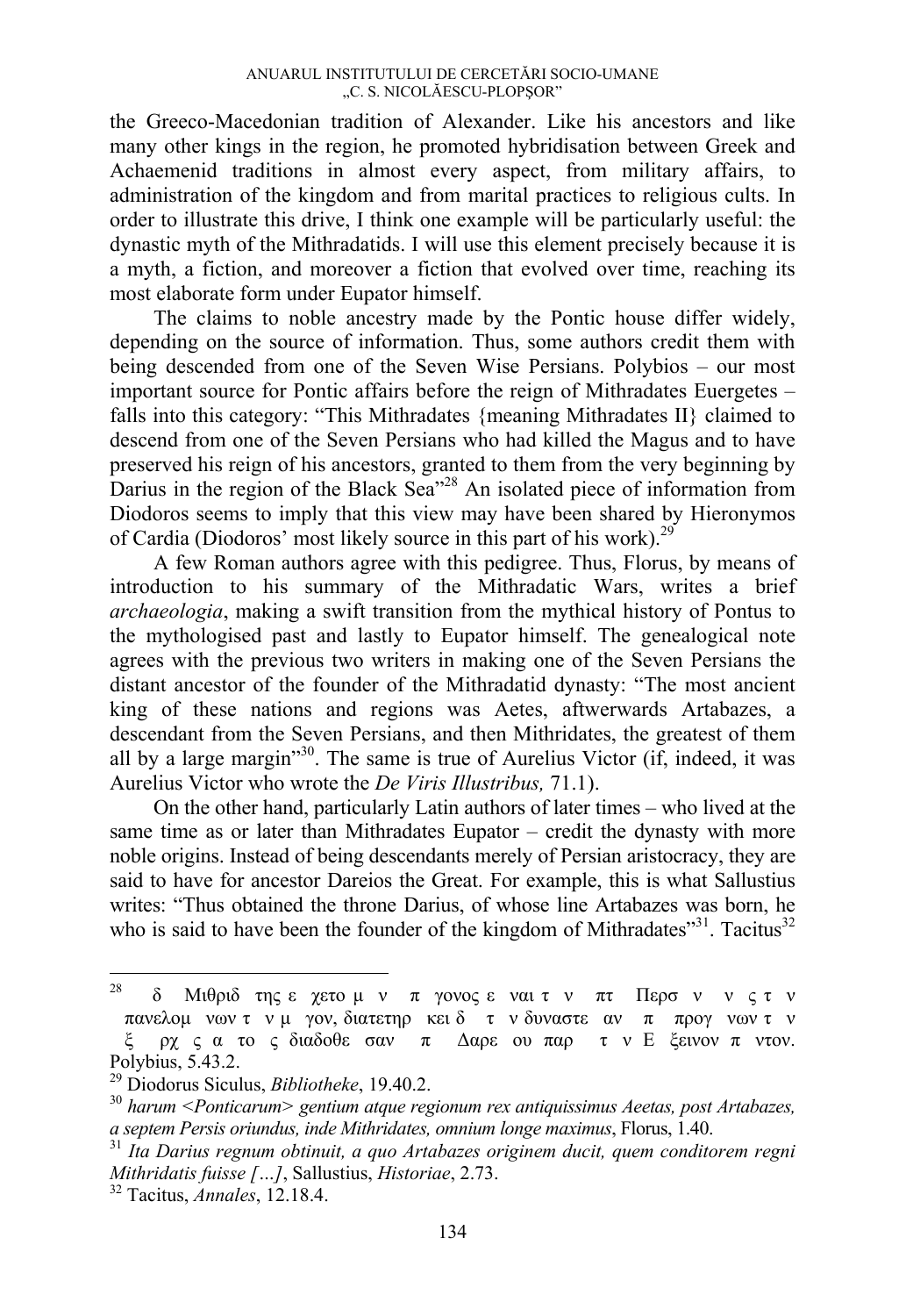the Greeco-Macedonian tradition of Alexander. Like his ancestors and like many other kings in the region, he promoted hybridisation between Greek and Achaemenid traditions in almost every aspect, from military affairs, to administration of the kingdom and from marital practices to religious cults. In order to illustrate this drive, I think one example will be particularly useful: the dynastic myth of the Mithradatids. I will use this element precisely because it is a myth, a fiction, and moreover a fiction that evolved over time, reaching its most elaborate form under Eupator himself.

The claims to noble ancestry made by the Pontic house differ widely, depending on the source of information. Thus, some authors credit them with being descended from one of the Seven Wise Persians. Polybios – our most important source for Pontic affairs before the reign of Mithradates Euergetes – falls into this category: "This Mithradates {meaning Mithradates II} claimed to descend from one of the Seven Persians who had killed the Magus and to have preserved his reign of his ancestors, granted to them from the very beginning by Darius in the region of the Black Sea"[28] An isolated piece of information from Diodoros seems to imply that this view may have been shared by Hieronymos of Cardia (Diodoros' most likely source in this part of his work).[29]

A few Roman authors agree with this pedigree. Thus, Florus, by means of introduction to his summary of the Mithradatic Wars, writes a brief *archaeologia*, making a swift transition from the mythical history of Pontus to the mythologised past and lastly to Eupator himself. The genealogical note agrees with the previous two writers in making one of the Seven Persians the distant ancestor of the founder of the Mithradatid dynasty: "The most ancient king of these nations and regions was Aetes, aftwerwards Artabazes, a descendant from the Seven Persians, and then Mithridates, the greatest of them all by a large margin"[30]. The same is true of Aurelius Victor (if, indeed, it was Aurelius Victor who wrote the *De Viris Illustribus,* 71.1).

On the other hand, particularly Latin authors of later times – who lived at the same time as or later than Mithradates Eupator – credit the dynasty with more noble origins. Instead of being descendants merely of Persian aristocracy, they are said to have for ancestor Dareios the Great. For example, this is what Sallustius writes: "Thus obtained the throne Darius, of whose line Artabazes was born, he who is said to have been the founder of the kingdom of Mithradates"[31]. Tacitus[32]

---

[28] δ Μιθριδ της ε χετο μ ν π γονος ε ναι τ ν πτ Περσ ν ν ς τ ν πανελομ νων τ ν μ γον, διατετηρ κει δ τ ν δυναστε αν π προγ νων τ ν ξ ρχ ς α το ς διαδοθε σαν π Δαρε ου παρ τ ν Ε ξεινον π ντον. Polybius, 5.43.2.

[29] Diodorus Siculus, *Bibliotheke*, 19.40.2.

[30] *harum <Ponticarum> gentium atque regionum rex antiquissimus Aeetas, post Artabazes, a septem Persis oriundus, inde Mithridates, omnium longe maximus*, Florus, 1.40.

[31] *Ita Darius regnum obtinuit, a quo Artabazes originem ducit, quem conditorem regni Mithridatis fuisse […]*, Sallustius, *Historiae*, 2.73.

[32] Tacitus, *Annales*, 12.18.4.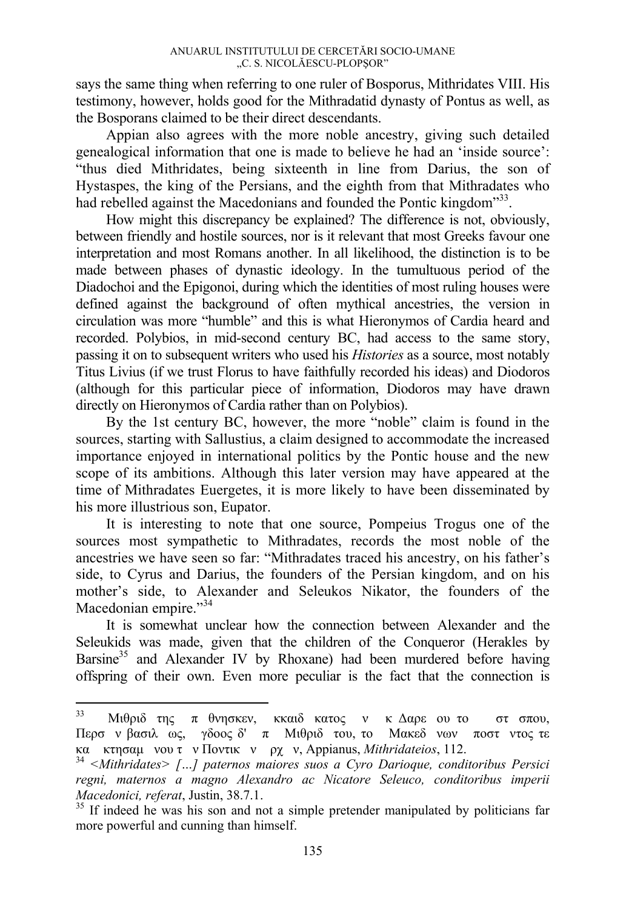says the same thing when referring to one ruler of Bosporus, Mithridates VIII. His testimony, however, holds good for the Mithradatid dynasty of Pontus as well, as the Bosporans claimed to be their direct descendants.

Appian also agrees with the more noble ancestry, giving such detailed genealogical information that one is made to believe he had an 'inside source': "thus died Mithridates, being sixteenth in line from Darius, the son of Hystaspes, the king of the Persians, and the eighth from that Mithradates who had rebelled against the Macedonians and founded the Pontic kingdom"[33].

How might this discrepancy be explained? The difference is not, obviously, between friendly and hostile sources, nor is it relevant that most Greeks favour one interpretation and most Romans another. In all likelihood, the distinction is to be made between phases of dynastic ideology. In the tumultuous period of the Diadochoi and the Epigonoi, during which the identities of most ruling houses were defined against the background of often mythical ancestries, the version in circulation was more "humble" and this is what Hieronymos of Cardia heard and recorded. Polybios, in mid-second century BC, had access to the same story, passing it on to subsequent writers who used his *Histories* as a source, most notably Titus Livius (if we trust Florus to have faithfully recorded his ideas) and Diodoros (although for this particular piece of information, Diodoros may have drawn directly on Hieronymos of Cardia rather than on Polybios).

By the 1st century BC, however, the more "noble" claim is found in the sources, starting with Sallustius, a claim designed to accommodate the increased importance enjoyed in international politics by the Pontic house and the new scope of its ambitions. Although this later version may have appeared at the time of Mithradates Euergetes, it is more likely to have been disseminated by his more illustrious son, Eupator.

It is interesting to note that one source, Pompeius Trogus one of the sources most sympathetic to Mithradates, records the most noble of the ancestries we have seen so far: "Mithradates traced his ancestry, on his father's side, to Cyrus and Darius, the founders of the Persian kingdom, and on his mother's side, to Alexander and Seleukos Nikator, the founders of the Macedonian empire."[34]

It is somewhat unclear how the connection between Alexander and the Seleukids was made, given that the children of the Conqueror (Herakles by Barsine[35] and Alexander IV by Rhoxane) had been murdered before having offspring of their own. Even more peculiar is the fact that the connection is

---

[33] Μιθριδ της π θνησκεν, κκαιδ κατος ν κ Δαρε ου το στ σπου, Περσ ν βασιλ ως, γδοος δ' π Μιθριδ του, το Μακεδ νων ποστ ντος τε κα κτησαμ νου τ ν Ποντικ ν ρχ ν, Appianus, *Mithridateios*, 112.

[34] *<Mithridates> […] paternos maiores suos a Cyro Darioque, conditoribus Persici regni, maternos a magno Alexandro ac Nicatore Seleuco, conditoribus imperii Macedonici, referat*, Justin, 38.7.1.

[35] If indeed he was his son and not a simple pretender manipulated by politicians far more powerful and cunning than himself.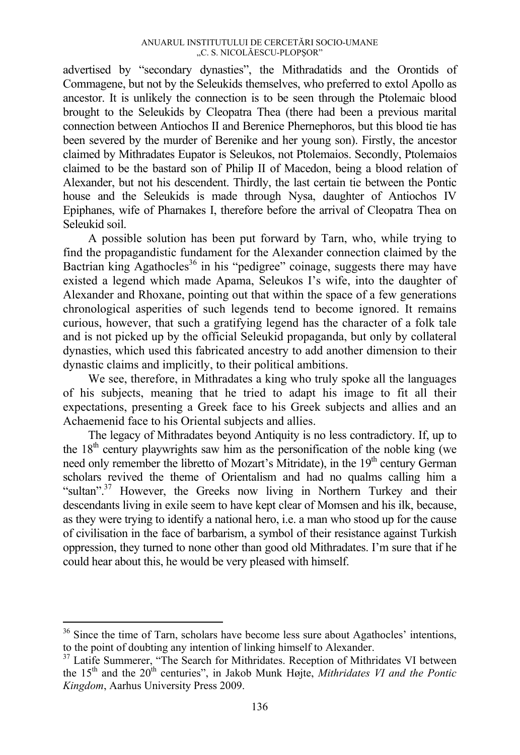advertised by "secondary dynasties", the Mithradatids and the Orontids of Commagene, but not by the Seleukids themselves, who preferred to extol Apollo as ancestor. It is unlikely the connection is to be seen through the Ptolemaic blood brought to the Seleukids by Cleopatra Thea (there had been a previous marital connection between Antiochos II and Berenice Phernephoros, but this blood tie has been severed by the murder of Berenike and her young son). Firstly, the ancestor claimed by Mithradates Eupator is Seleukos, not Ptolemaios. Secondly, Ptolemaios claimed to be the bastard son of Philip II of Macedon, being a blood relation of Alexander, but not his descendent. Thirdly, the last certain tie between the Pontic house and the Seleukids is made through Nysa, daughter of Antiochos IV Epiphanes, wife of Pharnakes I, therefore before the arrival of Cleopatra Thea on Seleukid soil.

A possible solution has been put forward by Tarn, who, while trying to find the propagandistic fundament for the Alexander connection claimed by the Bactrian king Agathocles[36] in his "pedigree" coinage, suggests there may have existed a legend which made Apama, Seleukos I's wife, into the daughter of Alexander and Rhoxane, pointing out that within the space of a few generations chronological asperities of such legends tend to become ignored. It remains curious, however, that such a gratifying legend has the character of a folk tale and is not picked up by the official Seleukid propaganda, but only by collateral dynasties, which used this fabricated ancestry to add another dimension to their dynastic claims and implicitly, to their political ambitions.

We see, therefore, in Mithradates a king who truly spoke all the languages of his subjects, meaning that he tried to adapt his image to fit all their expectations, presenting a Greek face to his Greek subjects and allies and an Achaemenid face to his Oriental subjects and allies.

The legacy of Mithradates beyond Antiquity is no less contradictory. If, up to the 18th century playwrights saw him as the personification of the noble king (we need only remember the libretto of Mozart's Mitridate), in the 19th century German scholars revived the theme of Orientalism and had no qualms calling him a "sultan".[37] However, the Greeks now living in Northern Turkey and their descendants living in exile seem to have kept clear of Momsen and his ilk, because, as they were trying to identify a national hero, i.e. a man who stood up for the cause of civilisation in the face of barbarism, a symbol of their resistance against Turkish oppression, they turned to none other than good old Mithradates. I'm sure that if he could hear about this, he would be very pleased with himself.

---

[36] Since the time of Tarn, scholars have become less sure about Agathocles' intentions, to the point of doubting any intention of linking himself to Alexander.

[37] Latife Summerer, "The Search for Mithridates. Reception of Mithridates VI between the 15th and the 20th centuries", in Jakob Munk Højte, *Mithridates VI and the Pontic Kingdom*, Aarhus University Press 2009.